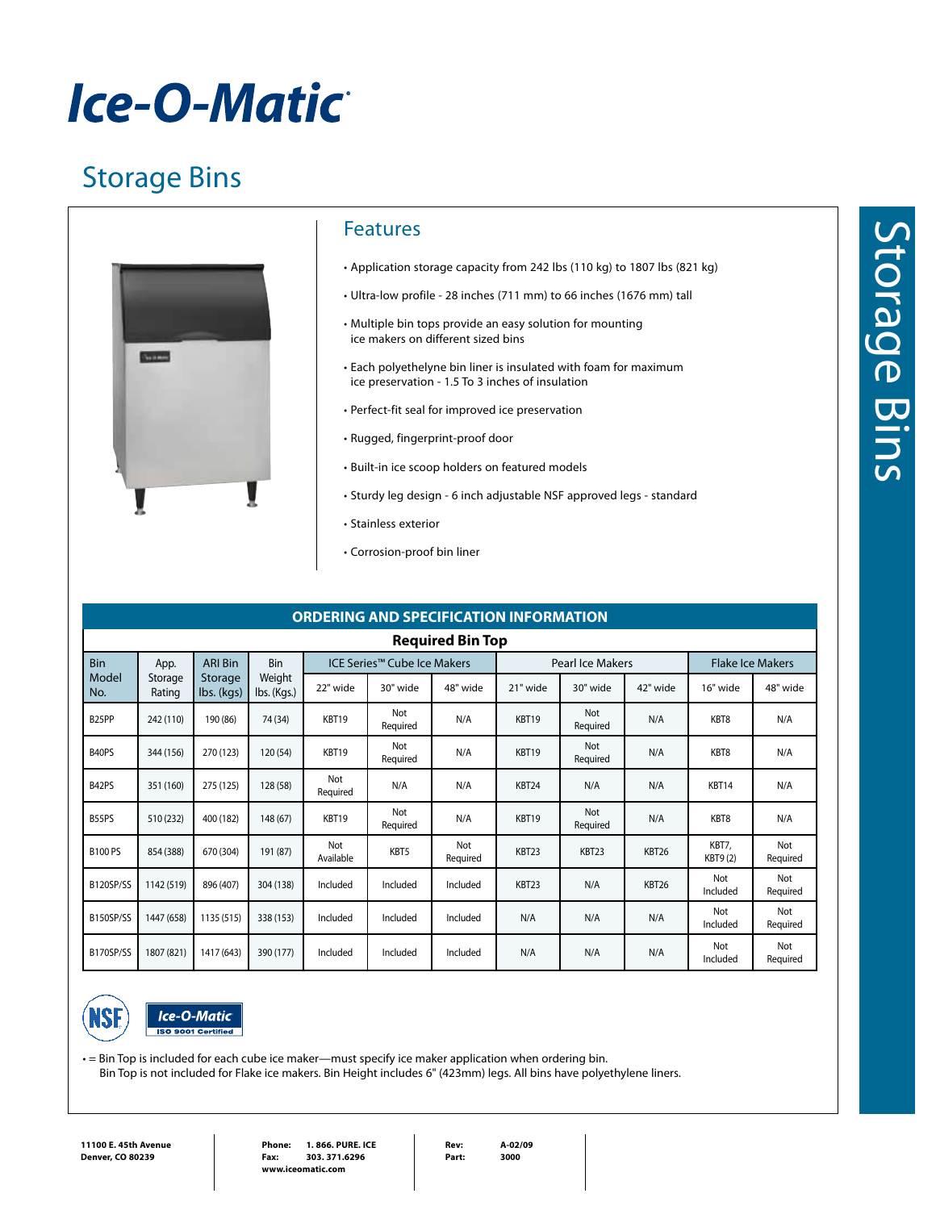# Ice-O-Matic

## Storage Bins

### Features

- Application storage capacity from 242 lbs (110 kg) to 1807 lbs (821 kg)
- Ultra-low profile - 28 inches (711 mm) to 66 inches (1676 mm) tall
- Multiple bin tops provide an easy solution for mounting ice makers on different sized bins
- Each polyethelyne bin liner is insulated with foam for maximum ice preservation - 1.5 To 3 inches of insulation
- Perfect-fit seal for improved ice preservation
- Rugged, fingerprint-proof door
- Built-in ice scoop holders on featured models
- Sturdy leg design - 6 inch adjustable NSF approved legs - standard
- Stainless exterior
- Corrosion-proof bin liner

### ORDERING AND SPECIFICATION INFORMATION

| Bin Model No. | App. Storage Rating | ARI Bin Storage lbs. (kgs) | Bin Weight lbs. (Kgs.) | Required Bin Top: ICE Series™ Cube Ice Makers | | | Pearl Ice Makers | | | Flake Ice Makers | |
|---|---|---|---|---|---|---|---|---|---|---|---|
| | | | | 22" wide | 30" wide | 48" wide | 21" wide | 30" wide | 42" wide | 16" wide | 48" wide |
| B25PP | 242 (110) | 190 (86) | 74 (34) | KBT19 | Not Required | N/A | KBT19 | Not Required | N/A | KBT8 | N/A |
| B40PS | 344 (156) | 270 (123) | 120 (54) | KBT19 | Not Required | N/A | KBT19 | Not Required | N/A | KBT8 | N/A |
| B42PS | 351 (160) | 275 (125) | 128 (58) | Not Required | N/A | N/A | KBT24 | N/A | N/A | KBT14 | N/A |
| B55PS | 510 (232) | 400 (182) | 148 (67) | KBT19 | Not Required | N/A | KBT19 | Not Required | N/A | KBT8 | N/A |
| B100 PS | 854 (388) | 670 (304) | 191 (87) | Not Available | KBT5 | Not Required | KBT23 | KBT23 | KBT26 | KBT7, KBT9 (2) | Not Required |
| B120SP/SS | 1142 (519) | 896 (407) | 304 (138) | Included | Included | Included | KBT23 | N/A | KBT26 | Not Included | Not Required |
| B150SP/SS | 1447 (658) | 1135 (515) | 338 (153) | Included | Included | Included | N/A | N/A | N/A | Not Included | Not Required |
| B170SP/SS | 1807 (821) | 1417 (643) | 390 (177) | Included | Included | Included | N/A | N/A | N/A | Not Included | Not Required |

NSF — Ice-O-Matic ISO 9001 Certified

• = Bin Top is included for each cube ice maker—must specify ice maker application when ordering bin. Bin Top is not included for Flake ice makers. Bin Height includes 6" (423mm) legs. All bins have polyethylene liners.

**11100 E. 45th Avenue**
**Denver, CO 80239**

**Phone:** 1. 866. PURE. ICE
**Fax:** 303. 371.6296
**www.iceomatic.com**

**Rev:** A-02/09
**Part:** 3000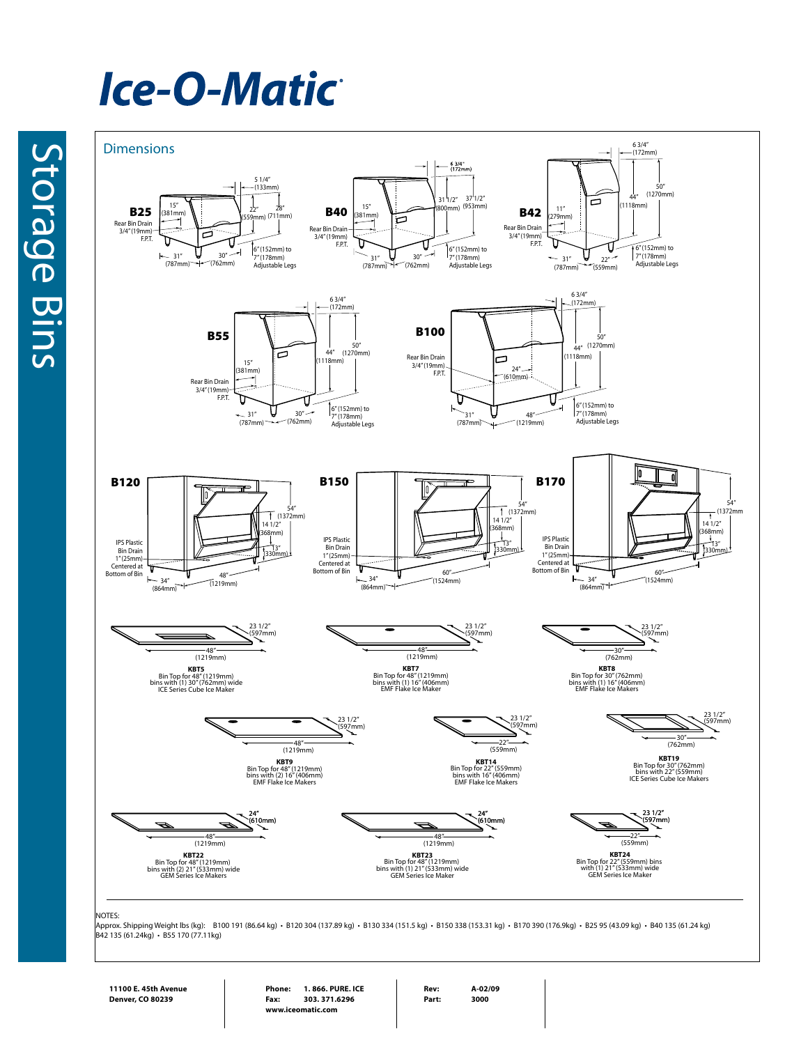# Ice-O-Matic

Storage Bins

## Dimensions

**B25**

Rear Bin Drain 3/4" (19mm) F.P.T.

15" (381mm)

5 1/4" (133mm)

22" (559mm)

28" (711mm)

31" (787mm)

30" (762mm)

6" (152mm) to 7" (178mm) Adjustable Legs

**B40**

Rear Bin Drain 3/4" (19mm) F.P.T.

15" (381mm)

6 3/4" (172mm)

31 1/2" (800mm)

37 1/2" (953mm)

31" (787mm)

30" (762mm)

6" (152mm) to 7" (178mm) Adjustable Legs

**B42**

Rear Bin Drain 3/4" (19mm) F.P.T.

11" (279mm)

6 3/4" (172mm)

44" (1118mm)

50" (1270mm)

31" (787mm)

22" (559mm)

6" (152mm) to 7" (178mm) Adjustable Legs

**B55**

Rear Bin Drain 3/4" (19mm) F.P.T.

15" (381mm)

6 3/4" (172mm)

44" (1118mm)

50" (1270mm)

31" (787mm)

30" (762mm)

6" (152mm) to 7" (178mm) Adjustable Legs

**B100**

Rear Bin Drain 3/4" (19mm) F.P.T.

24" (610mm)

6 3/4" (172mm)

44" (1118mm)

50" (1270mm)

31" (787mm)

48" (1219mm)

6" (152mm) to 7" (178mm) Adjustable Legs

**B120**

IPS Plastic Bin Drain 1" (25mm) Centered at Bottom of Bin

54" (1372mm)

14 1/2" (368mm)

13" (330mm)

34" (864mm)

48" (1219mm)

**B150**

IPS Plastic Bin Drain 1" (25mm) Centered at Bottom of Bin

54" (1372mm)

14 1/2" (368mm)

13" (330mm)

34" (864mm)

60" (1524mm)

**B170**

IPS Plastic Bin Drain 1" (25mm) Centered at Bottom of Bin

54" (1372mm)

14 1/2" (368mm)

13" (330mm)

34" (864mm)

60" (1524mm)

23 1/2" (597mm)

48" (1219mm)

**KBT5**
Bin Top for 48" (1219mm) bins with (1) 30" (762mm) wide ICE Series Cube Ice Maker

23 1/2" (597mm)

48" (1219mm)

**KBT7**
Bin Top for 48" (1219mm) bins with (1) 16" (406mm) EMF Flake Ice Maker

23 1/2" (597mm)

30" (762mm)

**KBT8**
Bin Top for 30" (762mm) bins with (1) 16" (406mm) EMF Flake Ice Makers

23 1/2" (597mm)

48" (1219mm)

**KBT9**
Bin Top for 48" (1219mm) bins with (2) 16" (406mm) EMF Flake Ice Makers

23 1/2" (597mm)

22" (559mm)

**KBT14**
Bin Top for 22" (559mm) bins with 16" (406mm) EMF Flake Ice Makers

23 1/2" (597mm)

30" (762mm)

**KBT19**
Bin Top for 30" (762mm) bins with 22" (559mm) ICE Series Cube Ice Makers

**24" (610mm)**

48" (1219mm)

**KBT22**
Bin Top for 48" (1219mm) bins with (2) 21" (533mm) wide GEM Series Ice Makers

**24" (610mm)**

48" (1219mm)

**KBT23**
Bin Top for 48" (1219mm) bins with (1) 21" (533mm) wide GEM Series Ice Maker

**23 1/2" (597mm)**

22" (559mm)

**KBT24**
Bin Top for 22" (559mm) bins with (1) 21" (533mm) wide GEM Series Ice Maker

NOTES:
Approx. Shipping Weight lbs (kg): B100 191 (86.64 kg) • B120 304 (137.89 kg) • B130 334 (151.5 kg) • B150 338 (153.31 kg) • B170 390 (176.9kg) • B25 95 (43.09 kg) • B40 135 (61.24 kg) B42 135 (61.24kg) • B55 170 (77.11kg)

**11100 E. 45th Avenue**
**Denver, CO 80239**

**Phone: 1. 866. PURE. ICE**
**Fax: 303. 371.6296**
**www.iceomatic.com**

**Rev: A-02/09**
**Part: 3000**